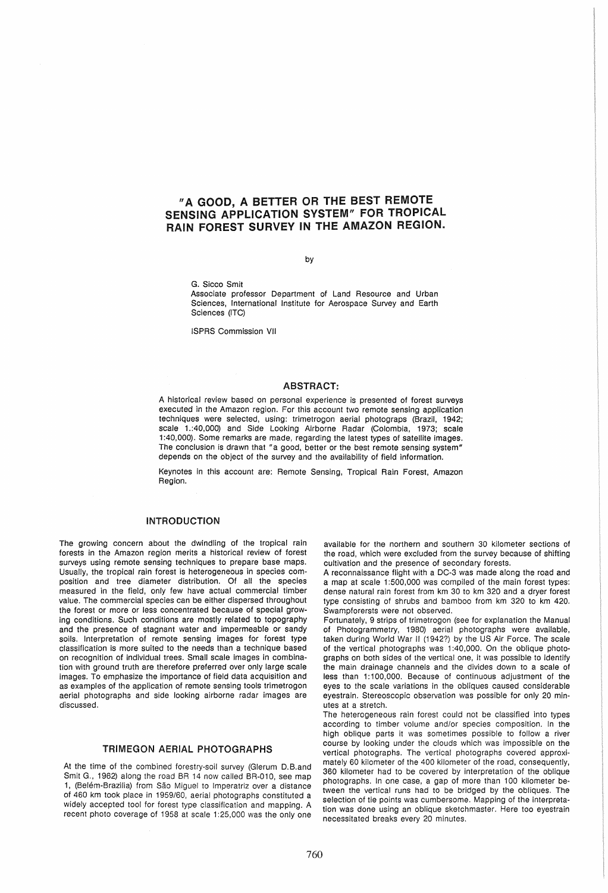# "A GOOD, A BETTER OR THE BEST REMOTE SENSING APPLICATION SYSTEM" FOR TROPICAL RAIN FOREST SURVEY IN THE AMAZON REGION.

by

G. Sicco Smit
Associate professor Department of Land Resource and Urban Sciences, International Institute for Aerospace Survey and Earth Sciences (ITC)

ISPRS Commission VII

## ABSTRACT:

A historical review based on personal experience is presented of forest surveys executed in the Amazon region. For this account two remote sensing application techniques were selected, using: trimetrogon aerial photograps (Brazil, 1942; scale 1.:40,000) and Side Looking Airborne Radar (Colombia, 1973; scale 1:40,000). Some remarks are made, regarding the latest types of satellite images. The conclusion is drawn that "a good, better or the best remote sensing system" depends on the object of the survey and the availability of field information.

Keynotes in this account are: Remote Sensing, Tropical Rain Forest, Amazon Region.

## INTRODUCTION

The growing concern about the dwindling of the tropical rain forests in the Amazon region merits a historical review of forest surveys using remote sensing techniques to prepare base maps. Usually, the tropical rain forest is heterogeneous in species composition and tree diameter distribution. Of all the species measured in the field, only few have actual commercial timber value. The commercial species can be either dispersed throughout the forest or more or less concentrated because of special growing conditions. Such conditions are mostly related to topography and the presence of stagnant water and impermeable or sandy soils. Interpretation of remote sensing images for forest type classification is more suited to the needs than a technique based on recognition of individual trees. Small scale images in combination with ground truth are therefore preferred over only large scale images. To emphasize the importance of field data acquisition and as examples of the application of remote sensing tools trimetrogon aerial photographs and side looking airborne radar images are discussed.

## TRIMEGON AERIAL PHOTOGRAPHS

At the time of the combined forestry-soil survey (Glerum D.B.and Smit G., 1962) along the road BR 14 now called BR-010, see map 1, (Belém-Brazilia) from São Miguel to Imperatriz over a distance of 460 km took place in 1959/60, aerial photographs constituted a widely accepted tool for forest type classification and mapping. A recent photo coverage of 1958 at scale 1:25,000 was the only one available for the northern and southern 30 kilometer sections of the road, which were excluded from the survey because of shifting cultivation and the presence of secondary forests.

A reconnaissance flight with a DC-3 was made along the road and a map at scale 1:500,000 was compiled of the main forest types: dense natural rain forest from km 30 to km 320 and a dryer forest type consisting of shrubs and bamboo from km 320 to km 420. Swampforersts were not observed.

Fortunately, 9 strips of trimetrogon (see for explanation the Manual of Photogrammetry, 1980) aerial photographs were available, taken during World War II (1942?) by the US Air Force. The scale of the vertical photographs was 1:40,000. On the oblique photographs on both sides of the vertical one, it was possible to identify the main drainage channels and the divides down to a scale of less than 1:100,000. Because of continuous adjustment of the eyes to the scale variations in the obliques caused considerable eyestrain. Stereoscopic observation was possible for only 20 minutes at a stretch.

The heterogeneous rain forest could not be classified into types according to timber volume and/or species composition. In the high oblique parts it was sometimes possible to follow a river course by looking under the clouds which was impossible on the vertical photographs. The vertical photographs covered approximately 60 kilometer of the 400 kilometer of the road, consequently, 360 kilometer had to be covered by interpretation of the oblique photographs. In one case, a gap of more than 100 kilometer between the vertical runs had to be bridged by the obliques. The selection of tie points was cumbersome. Mapping of the interpretation was done using an oblique sketchmaster. Here too eyestrain necessitated breaks every 20 minutes.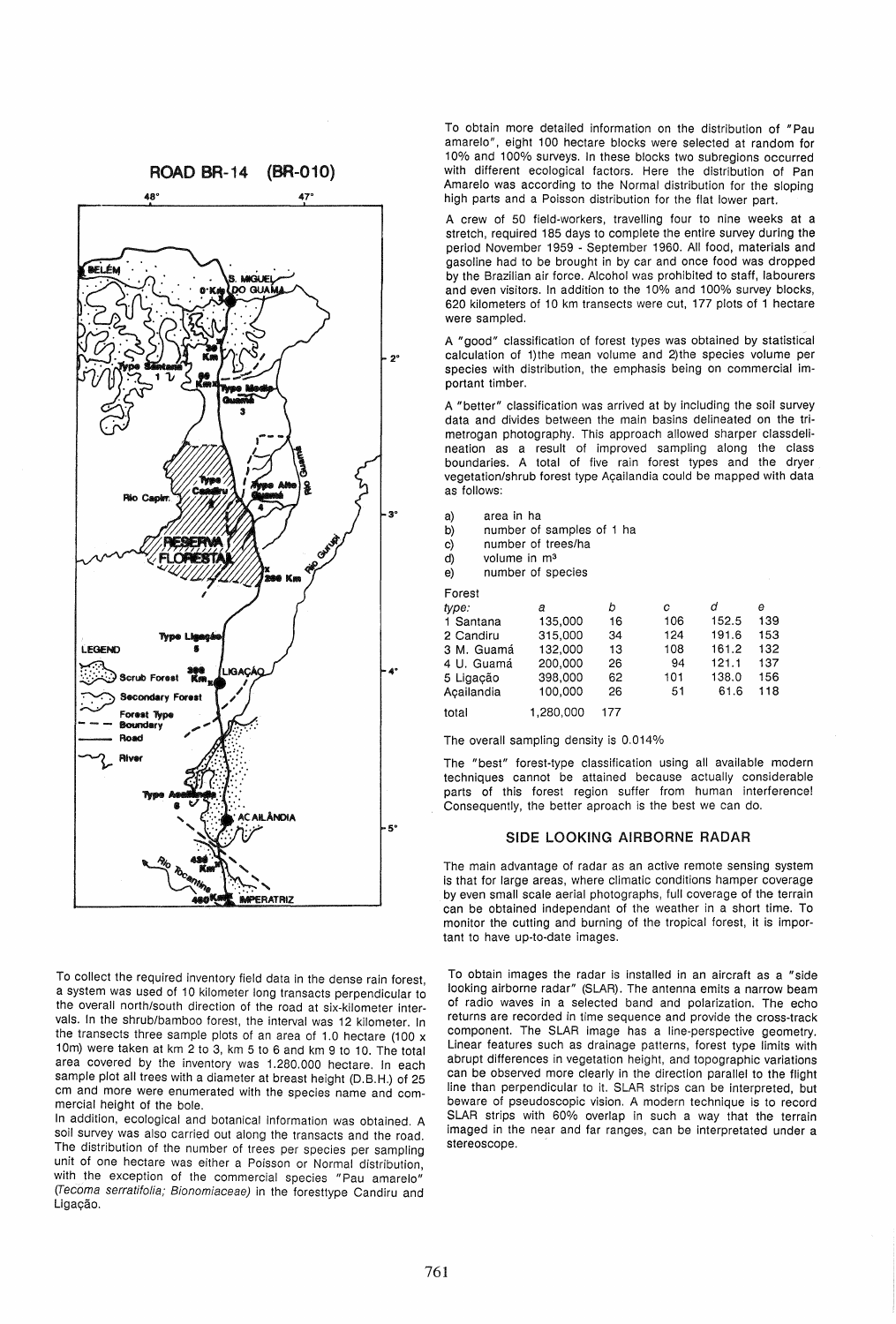## ROAD BR-14 (BR-010)

To collect the required inventory field data in the dense rain forest, a system was used of 10 kilometer long transects perpendicular to the overall north/south direction of the road at six-kilometer intervals. In the shrub/bamboo forest, the interval was 12 kilometer. In the transects three sample plots of an area of 1.0 hectare (100 x 10m) were taken at km 2 to 3, km 5 to 6 and km 9 to 10. The total area covered by the inventory was 1.280.000 hectare. In each sample plot all trees with a diameter at breast height (D.B.H.) of 25 cm and more were enumerated with the species name and commercial height of the bole.

In addition, ecological and botanical information was obtained. A soil survey was also carried out along the transects and the road. The distribution of the number of trees per species per sampling unit of one hectare was either a Poisson or Normal distribution, with the exception of the commercial species "Pau amarelo" (*Tecoma serratifolia; Bionomiaceae*) in the foresttype Candiru and Ligação.

To obtain more detailed information on the distribution of "Pau amarelo", eight 100 hectare blocks were selected at random for 10% and 100% surveys. In these blocks two subregions occurred with different ecological factors. Here the distribution of Pan Amarelo was according to the Normal distribution for the sloping high parts and a Poisson distribution for the flat lower part.

A crew of 50 field-workers, travelling four to nine weeks at a stretch, required 185 days to complete the entire survey during the period November 1959 - September 1960. All food, materials and gasoline had to be brought in by car and once food was dropped by the Brazilian air force. Alcohol was prohibited to staff, labourers and even visitors. In addition to the 10% and 100% survey blocks, 620 kilometers of 10 km transects were cut, 177 plots of 1 hectare were sampled.

A "good" classification of forest types was obtained by statistical calculation of 1)the mean volume and 2)the species volume per species with distribution, the emphasis being on commercial important timber.

A "better" classification was arrived at by including the soil survey data and divides between the main basins delineated on the trimetrogan photography. This approach allowed sharper classdelineation as a result of improved sampling along the class boundaries. A total of five rain forest types and the dryer vegetation/shrub forest type Açailandia could be mapped with data as follows:

a) area in ha
b) number of samples of 1 ha
c) number of trees/ha
d) volume in m³
e) number of species

| Forest type: | a | b | c | d | e |
|---|---|---|---|---|---|
| 1 Santana | 135,000 | 16 | 106 | 152.5 | 139 |
| 2 Candiru | 315,000 | 34 | 124 | 191.6 | 153 |
| 3 M. Guamá | 132,000 | 13 | 108 | 161.2 | 132 |
| 4 U. Guamá | 200,000 | 26 | 94 | 121.1 | 137 |
| 5 Ligação | 398,000 | 62 | 101 | 138.0 | 156 |
| Açailandia | 100,000 | 26 | 51 | 61.6 | 118 |
| total | 1,280,000 | 177 | | | |

The overall sampling density is 0.014%

The "best" forest-type classification using all available modern techniques cannot be attained because actually considerable parts of this forest region suffer from human interference! Consequently, the better aproach is the best we can do.

## SIDE LOOKING AIRBORNE RADAR

The main advantage of radar as an active remote sensing system is that for large areas, where climatic conditions hamper coverage by even small scale aerial photographs, full coverage of the terrain can be obtained independant of the weather in a short time. To monitor the cutting and burning of the tropical forest, it is important to have up-to-date images.

To obtain images the radar is installed in an aircraft as a "side looking airborne radar" (SLAR). The antenna emits a narrow beam of radio waves in a selected band and polarization. The echo returns are recorded in time sequence and provide the cross-track component. The SLAR image has a line-perspective geometry. Linear features such as drainage patterns, forest type limits with abrupt differences in vegetation height, and topographic variations can be observed more clearly in the direction parallel to the flight line than perpendicular to it. SLAR strips can be interpreted, but beware of pseudoscopic vision. A modern technique is to record SLAR strips with 60% overlap in such a way that the terrain imaged in the near and far ranges, can be interpretated under a stereoscope.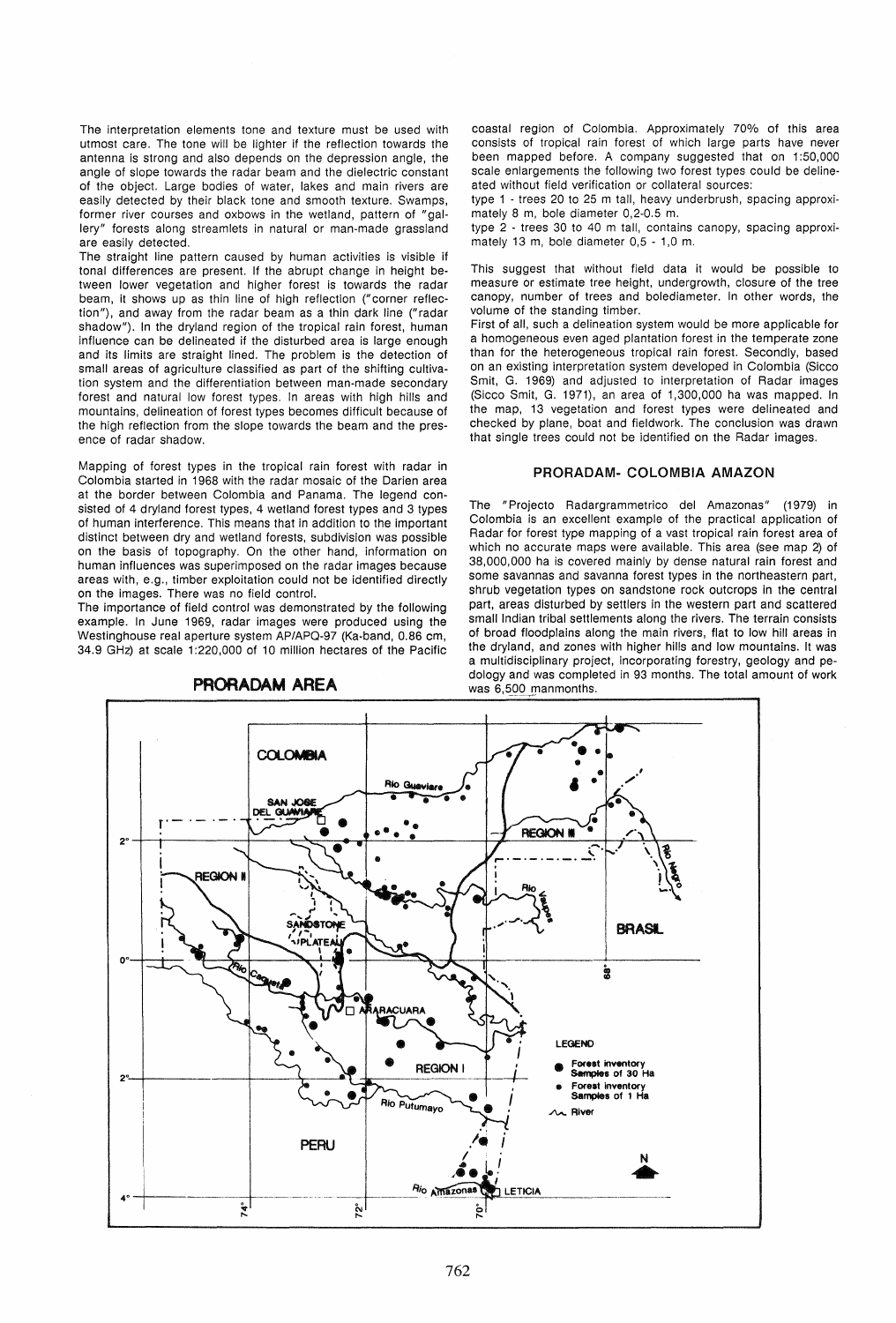The interpretation elements tone and texture must be used with utmost care. The tone will be lighter if the reflection towards the antenna is strong and also depends on the depression angle, the angle of slope towards the radar beam and the dielectric constant of the object. Large bodies of water, lakes and main rivers are easily detected by their black tone and smooth texture. Swamps, former river courses and oxbows in the wetland, pattern of "gallery" forests along streamlets in natural or man-made grassland are easily detected.

The straight line pattern caused by human activities is visible if tonal differences are present. If the abrupt change in height between lower vegetation and higher forest is towards the radar beam, it shows up as thin line of high reflection ("corner reflection"), and away from the radar beam as a thin dark line ("radar shadow"). In the dryland region of the tropical rain forest, human influence can be delineated if the disturbed area is large enough and its limits are straight lined. The problem is the detection of small areas of agriculture classified as part of the shifting cultivation system and the differentiation between man-made secondary forest and natural low forest types. In areas with high hills and mountains, delineation of forest types becomes difficult because of the high reflection from the slope towards the beam and the presence of radar shadow.

Mapping of forest types in the tropical rain forest with radar in Colombia started in 1968 with the radar mosaic of the Darien area at the border between Colombia and Panama. The legend consisted of 4 dryland forest types, 4 wetland forest types and 3 types of human interference. This means that in addition to the important distinct between dry and wetland forests, subdivision was possible on the basis of topography. On the other hand, information on human influences was superimposed on the radar images because areas with, e.g., timber exploitation could not be identified directly on the images. There was no field control.

The importance of field control was demonstrated by the following example. In June 1969, radar images were produced using the Westinghouse real aperture system AP/APQ-97 (Ka-band, 0.86 cm, 34.9 GHz) at scale 1:220,000 of 10 million hectares of the Pacific coastal region of Colombia. Approximately 70% of this area consists of tropical rain forest of which large parts have never been mapped before. A company suggested that on 1:50,000 scale enlargements the following two forest types could be delineated without field verification or collateral sources:

type 1 - trees 20 to 25 m tall, heavy underbrush, spacing approximately 8 m, bole diameter 0,2-0.5 m.

type 2 - trees 30 to 40 m tall, contains canopy, spacing approximately 13 m, bole diameter 0,5 - 1,0 m.

This suggest that without field data it would be possible to measure or estimate tree height, undergrowth, closure of the tree canopy, number of trees and bolediameter. In other words, the volume of the standing timber.

First of all, such a delineation system would be more applicable for a homogeneous even aged plantation forest in the temperate zone than for the heterogeneous tropical rain forest. Secondly, based on an existing interpretation system developed in Colombia (Sicco Smit, G. 1969) and adjusted to interpretation of Radar images (Sicco Smit, G. 1971), an area of 1,300,000 ha was mapped. In the map, 13 vegetation and forest types were delineated and checked by plane, boat and fieldwork. The conclusion was drawn that single trees could not be identified on the Radar images.

## PRORADAM- COLOMBIA AMAZON

The "Projecto Radargrammetrico del Amazonas" (1979) in Colombia is an excellent example of the practical application of Radar for forest type mapping of a vast tropical rain forest area of which no accurate maps were available. This area (see map 2) of 38,000,000 ha is covered mainly by dense natural rain forest and some savannas and savanna forest types in the northeastern part, shrub vegetation types on sandstone rock outcrops in the central part, areas disturbed by settlers in the western part and scattered small Indian tribal settlements along the rivers. The terrain consists of broad floodplains along the main rivers, flat to low hill areas in the dryland, and zones with higher hills and low mountains. It was a multidisciplinary project, incorporating forestry, geology and pedology and was completed in 93 months. The total amount of work was 6,500 manmonths.

**PRORADAM AREA**

COLOMBIA · Rio Guaviare · SAN JOSE DEL GUAVIARE · REGION III · REGION II · SANDSTONE PLATEAU · Rio Vaupes · Rio Negro · BRASIL · Rio Caqueta · ARARACUARA · REGION I · Rio Putumayo · PERU · Rio Amazonas · LETICIA · 2° · 0° · 2° · 4° · 74° · 72° · 70° · 68° · N

LEGEND
- Forest inventory Samples of 30 Ha
- Forest inventory Samples of 1 Ha
- River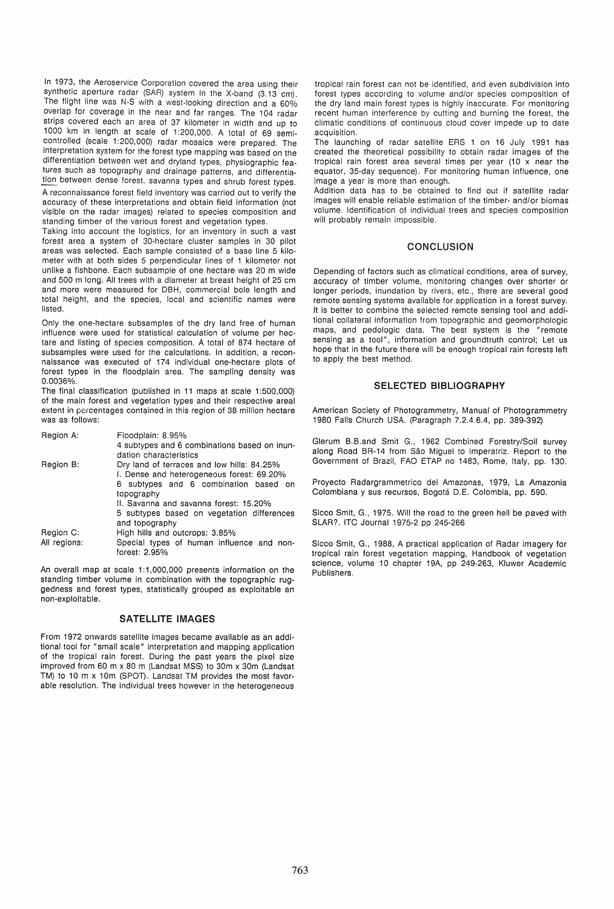In 1973, the Aeroservice Corporation covered the area using their synthetic aperture radar (SAR) system in the X-band (3.13 cm). The flight line was N-S with a west-looking direction and a 60% overlap for coverage in the near and far ranges. The 104 radar strips covered each an area of 37 kilometer in width and up to 1000 km in length at scale of 1:200,000. A total of 69 semi-controlled (scale 1:200,000) radar mosaics were prepared. The interpretation system for the forest type mapping was based on the differentiation between wet and dryland types, physiographic features such as topography and drainage patterns, and differentiation between dense forest, savanna types and shrub forest types.

A reconnaissance forest field inventory was carried out to verify the accuracy of these interpretations and obtain field information (not visible on the radar images) related to species composition and standing timber of the various forest and vegetation types.

Taking into account the logistics, for an inventory in such a vast forest area a system of 30-hectare cluster samples in 30 pilot areas was selected. Each sample consisted of a base line 5 kilometer with at both sides 5 perpendicular lines of 1 kilometer not unlike a fishbone. Each subsample of one hectare was 20 m wide and 500 m long. All trees with a diameter at breast height of 25 cm and more were measured for DBH, commercial bole length and total height, and the species, local and scientific names were listed.

Only the one-hectare subsamples of the dry land free of human influence were used for statistical calculation of volume per hectare and listing of species composition. A total of 874 hectare of subsamples were used for the calculations. In addition, a reconnaissance was executed of 174 individual one-hectare plots of forest types in the floodplain area. The sampling density was 0.0036%.

The final classification (published in 11 maps at scale 1:500,000) of the main forest and vegetation types and their respective areal extent in percentages contained in this region of 38 million hectare was as follows:

| | |
|---|---|
| Region A: | Floodplain: 8.95% |
| | 4 subtypes and 6 combinations based on inundation characteristics |
| Region B: | Dry land of terraces and low hills: 84.25% |
| | I. Dense and heterogeneous forest: 69.20% |
| | 6 subtypes and 6 combination based on topography |
| | II. Savanna and savanna forest: 15.20% |
| | 5 subtypes based on vegetation differences and topography |
| Region C: | High hills and outcrops: 3.85% |
| All regions: | Special types of human influence and non-forest: 2.95% |

An overall map at scale 1:1,000,000 presents information on the standing timber volume in combination with the topographic ruggedness and forest types, statistically grouped as exploitable an non-exploitable.

## SATELLITE IMAGES

From 1972 onwards satellite images became available as an additional tool for "small scale" interpretation and mapping application of the tropical rain forest. During the past years the pixel size improved from 60 m x 80 m (Landsat MSS) to 30m x 30m (Landsat TM) to 10 m x 10m (SPOT). Landsat TM provides the most favorable resolution. The individual trees however in the heterogeneous tropical rain forest can not be identified, and even subdivision into forest types according to volume and/or species composition of the dry land main forest types is highly inaccurate. For monitoring recent human interference by cutting and burning the forest, the climatic conditions of continuous cloud cover impede up to date acquisition.

The launching of radar satellite ERS 1 on 16 July 1991 has created the theoretical possibility to obtain radar images of the tropical rain forest area several times per year (10 x near the equator, 35-day sequence). For monitoring human influence, one image a year is more than enough.

Addition data has to be obtained to find out if satellite radar images will enable reliable estimation of the timber- and/or biomas volume. Identification of individual trees and species composition will probably remain impossible.

## CONCLUSION

Depending of factors such as climatical conditions, area of survey, accuracy of timber volume, monitoring changes over shorter or longer periods, inundation by rivers, etc., there are several good remote sensing systems available for application in a forest survey. It is better to combine the selected remote sensing tool and additional collateral information from topographic and geomorphologic maps, and pedologic data. The best system is the "remote sensing as a tool", information and groundtruth control; Let us hope that in the future there will be enough tropical rain forests left to apply the best method.

## SELECTED BIBLIOGRAPHY

American Society of Photogrammetry, Manual of Photogrammetry 1980 Falls Church USA. (Paragraph 7.2.4.6.4, pp. 389-392)

Glerum B.B.and Smit G., 1962 Combined Forestry/Soil survey along Road BR-14 from São Miguel to Imperatriz. Report to the Government of Brazil, FAO ETAP no 1483, Rome, Italy, pp. 130.

Proyecto Radargrammetrico del Amazonas, 1979, La Amazonia Colombiana y sus recursos, Bogotá D.E. Colombia, pp. 590.

Sicco Smit, G., 1975. Will the road to the green hell be paved with SLAR?. ITC Journal 1975-2 pp 245-266

Sicco Smit, G., 1988, A practical application of Radar imagery for tropical rain forest vegetation mapping, Handbook of vegetation science, volume 10 chapter 19A, pp 249-263, Kluwer Academic Publishers.